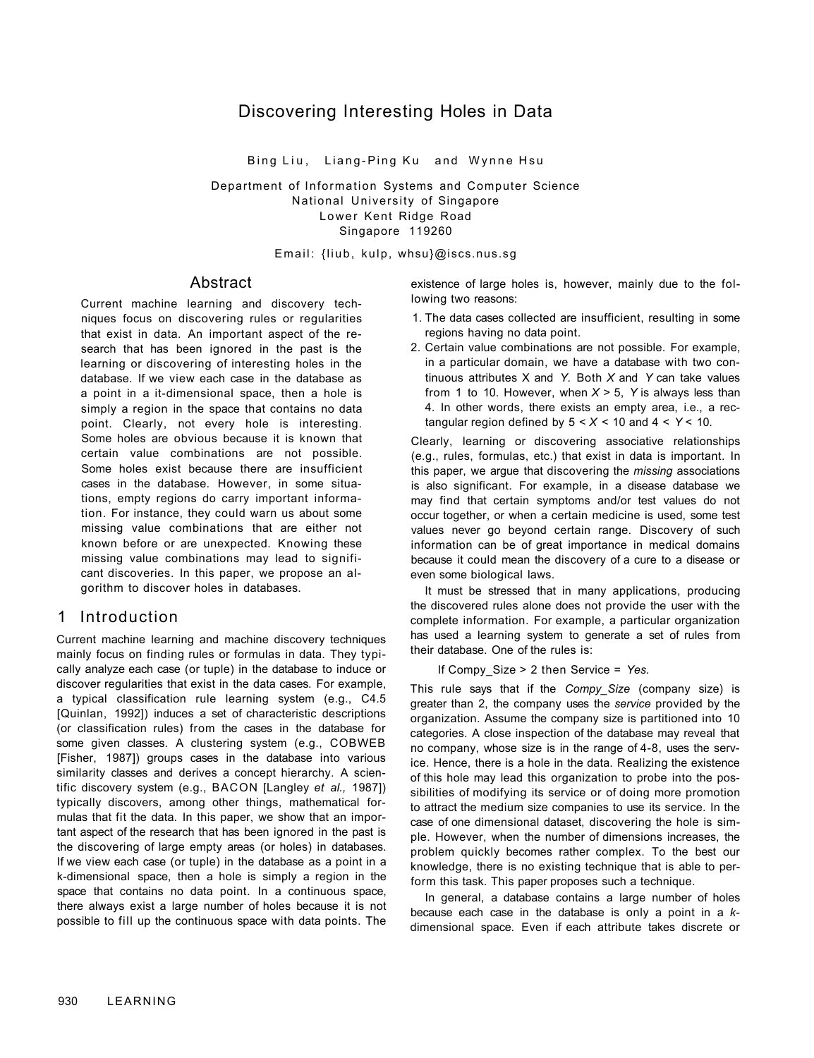# Discovering Interesting Holes in Data

Bing Liu, Liang-Ping Ku and Wynne Hsu

Department of Information Systems and Computer Science
National University of Singapore
Lower Kent Ridge Road
Singapore 119260

Email: {liub, kulp, whsu}@iscs.nus.sg

## Abstract

Current machine learning and discovery techniques focus on discovering rules or regularities that exist in data. An important aspect of the research that has been ignored in the past is the learning or discovering of interesting holes in the database. If we view each case in the database as a point in a it-dimensional space, then a hole is simply a region in the space that contains no data point. Clearly, not every hole is interesting. Some holes are obvious because it is known that certain value combinations are not possible. Some holes exist because there are insufficient cases in the database. However, in some situations, empty regions do carry important information. For instance, they could warn us about some missing value combinations that are either not known before or are unexpected. Knowing these missing value combinations may lead to significant discoveries. In this paper, we propose an algorithm to discover holes in databases.

## 1 Introduction

Current machine learning and machine discovery techniques mainly focus on finding rules or formulas in data. They typically analyze each case (or tuple) in the database to induce or discover regularities that exist in the data cases. For example, a typical classification rule learning system (e.g., C4.5 [Quinlan, 1992]) induces a set of characteristic descriptions (or classification rules) from the cases in the database for some given classes. A clustering system (e.g., COBWEB [Fisher, 1987]) groups cases in the database into various similarity classes and derives a concept hierarchy. A scientific discovery system (e.g., BACON [Langley *et al.,* 1987]) typically discovers, among other things, mathematical formulas that fit the data. In this paper, we show that an important aspect of the research that has been ignored in the past is the discovering of large empty areas (or holes) in databases. If we view each case (or tuple) in the database as a point in a k-dimensional space, then a hole is simply a region in the space that contains no data point. In a continuous space, there always exist a large number of holes because it is not possible to fill up the continuous space with data points. The existence of large holes is, however, mainly due to the following two reasons:

1. The data cases collected are insufficient, resulting in some regions having no data point.
2. Certain value combinations are not possible. For example, in a particular domain, we have a database with two continuous attributes X and *Y*. Both *X* and *Y* can take values from 1 to 10. However, when $X > 5$, *Y* is always less than 4. In other words, there exists an empty area, i.e., a rectangular region defined by $5 < X < 10$ and $4 < Y < 10$.

Clearly, learning or discovering associative relationships (e.g., rules, formulas, etc.) that exist in data is important. In this paper, we argue that discovering the *missing* associations is also significant. For example, in a disease database we may find that certain symptoms and/or test values do not occur together, or when a certain medicine is used, some test values never go beyond certain range. Discovery of such information can be of great importance in medical domains because it could mean the discovery of a cure to a disease or even some biological laws.

It must be stressed that in many applications, producing the discovered rules alone does not provide the user with the complete information. For example, a particular organization has used a learning system to generate a set of rules from their database. One of the rules is:

If Compy_Size > 2 then Service = *Yes.*

This rule says that if the *Compy_Size* (company size) is greater than 2, the company uses the *service* provided by the organization. Assume the company size is partitioned into 10 categories. A close inspection of the database may reveal that no company, whose size is in the range of 4-8, uses the service. Hence, there is a hole in the data. Realizing the existence of this hole may lead this organization to probe into the possibilities of modifying its service or of doing more promotion to attract the medium size companies to use its service. In the case of one dimensional dataset, discovering the hole is simple. However, when the number of dimensions increases, the problem quickly becomes rather complex. To the best our knowledge, there is no existing technique that is able to perform this task. This paper proposes such a technique.

In general, a database contains a large number of holes because each case in the database is only a point in a *k*-dimensional space. Even if each attribute takes discrete or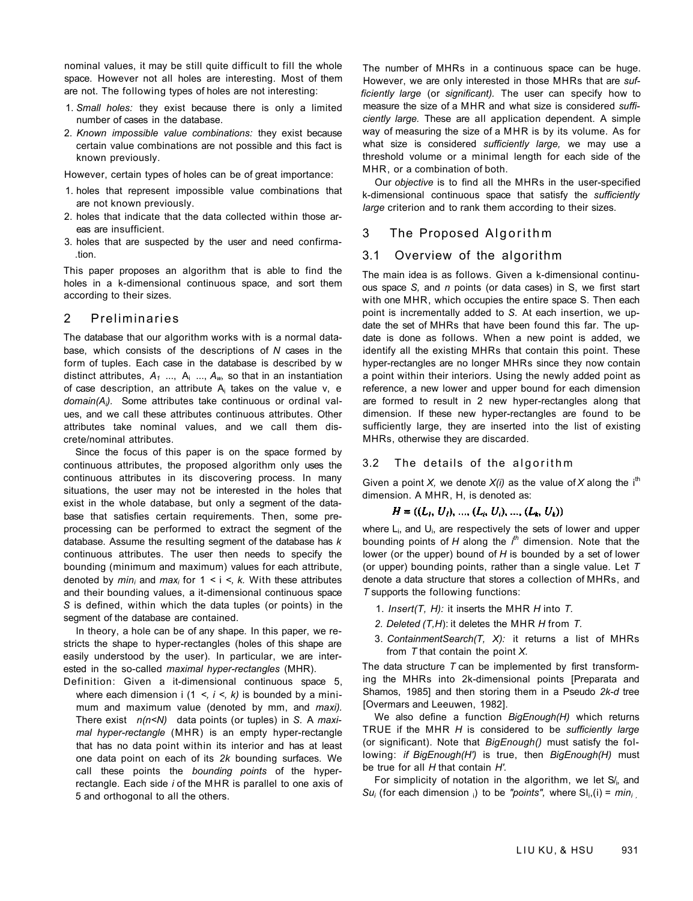nominal values, it may be still quite difficult to fill the whole space. However not all holes are interesting. Most of them are not. The following types of holes are not interesting:

1. *Small holes:* they exist because there is only a limited number of cases in the database.
2. *Known impossible value combinations:* they exist because certain value combinations are not possible and this fact is known previously.

However, certain types of holes can be of great importance:

1. holes that represent impossible value combinations that are not known previously.
2. holes that indicate that the data collected within those areas are insufficient.
3. holes that are suspected by the user and need confirmation.

This paper proposes an algorithm that is able to find the holes in a k-dimensional continuous space, and sort them according to their sizes.

## 2 Preliminaries

The database that our algorithm works with is a normal database, which consists of the descriptions of *N* cases in the form of tuples. Each case in the database is described by w distinct attributes, $A_1$ ..., $A_i$ ..., $A_w$, so that in an instantiation of case description, an attribute $A_i$ takes on the value v, e *domain*($A_i$). Some attributes take continuous or ordinal values, and we call these attributes continuous attributes. Other attributes take nominal values, and we call them discrete/nominal attributes.

Since the focus of this paper is on the space formed by continuous attributes, the proposed algorithm only uses the continuous attributes in its discovering process. In many situations, the user may not be interested in the holes that exist in the whole database, but only a segment of the database that satisfies certain requirements. Then, some preprocessing can be performed to extract the segment of the database. Assume the resulting segment of the database has *k* continuous attributes. The user then needs to specify the bounding (minimum and maximum) values for each attribute, denoted by $min_i$ and $max_i$ for $1 < i <, k$. With these attributes and their bounding values, a it-dimensional continuous space *S* is defined, within which the data tuples (or points) in the segment of the database are contained.

In theory, a hole can be of any shape. In this paper, we restricts the shape to hyper-rectangles (holes of this shape are easily understood by the user). In particular, we are interested in the so-called *maximal hyper-rectangles* (MHR).

Definition: Given a it-dimensional continuous space 5, where each dimension i ($1 <, i <, k$) is bounded by a minimum and maximum value (denoted by mm, and *maxi).* There exist *n(n<N)* data points (or tuples) in *S*. A *maximal hyper-rectangle* (MHR) is an empty hyper-rectangle that has no data point within its interior and has at least one data point on each of its *2k* bounding surfaces. We call these points the *bounding points* of the hyper-rectangle. Each side *i* of the MHR is parallel to one axis of 5 and orthogonal to all the others.

The number of MHRs in a continuous space can be huge. However, we are only interested in those MHRs that are *sufficiently large* (or *significant).* The user can specify how to measure the size of a MHR and what size is considered *sufficiently large.* These are all application dependent. A simple way of measuring the size of a MHR is by its volume. As for what size is considered *sufficiently large,* we may use a threshold volume or a minimal length for each side of the MHR, or a combination of both.

Our *objective* is to find all the MHRs in the user-specified k-dimensional continuous space that satisfy the *sufficiently large* criterion and to rank them according to their sizes.

## 3 The Proposed Algorithm

### 3.1 Overview of the algorithm

The main idea is as follows. Given a k-dimensional continuous space *S,* and *n* points (or data cases) in S, we first start with one MHR, which occupies the entire space S. Then each point is incrementally added to *S*. At each insertion, we update the set of MHRs that have been found this far. The update is done as follows. When a new point is added, we identify all the existing MHRs that contain this point. These hyper-rectangles are no longer MHRs since they now contain a point within their interiors. Using the newly added point as reference, a new lower and upper bound for each dimension are formed to result in 2 new hyper-rectangles along that dimension. If these new hyper-rectangles are found to be sufficiently large, they are inserted into the list of existing MHRs, otherwise they are discarded.

### 3.2 The details of the algorithm

Given a point *X,* we denote *X(i)* as the value of *X* along the $i^{th}$ dimension. A MHR, H, is denoted as:

$$H = ((L_1, U_1), ..., (L_i, U_i), ..., (L_k, U_k))$$

where $L_i$ and $U_i$ are respectively the sets of lower and upper bounding points of *H* along the $i^{th}$ dimension. Note that the lower (or the upper) bound of *H* is bounded by a set of lower (or upper) bounding points, rather than a single value. Let *T* denote a data structure that stores a collection of MHRs, and *T* supports the following functions:

1. *Insert(T, H):* it inserts the MHR *H* into *T.*
2. *Deleted (T,H)*: it deletes the MHR *H* from *T.*
3. *ContainmentSearch(T, X):* it returns a list of MHRs from *T* that contain the point *X.*

The data structure *T* can be implemented by first transforming the MHRs into 2k-dimensional points [Preparata and Shamos, 1985] and then storing them in a Pseudo *2k-d* tree [Overmars and Leeuwen, 1982].

We also define a function *BigEnough(H)* which returns TRUE if the MHR *H* is considered to be *sufficiently large* (or significant). Note that *BigEnough()* must satisfy the following: *if BigEnough(H')* is true, then *BigEnough(H)* must be true for all *H* that contain *H'.*

For simplicity of notation in the algorithm, we let $Sl_i$ and $Su_i$ (for each dimension $i$) to be *"points",* where $Sl_i(i) = min_i$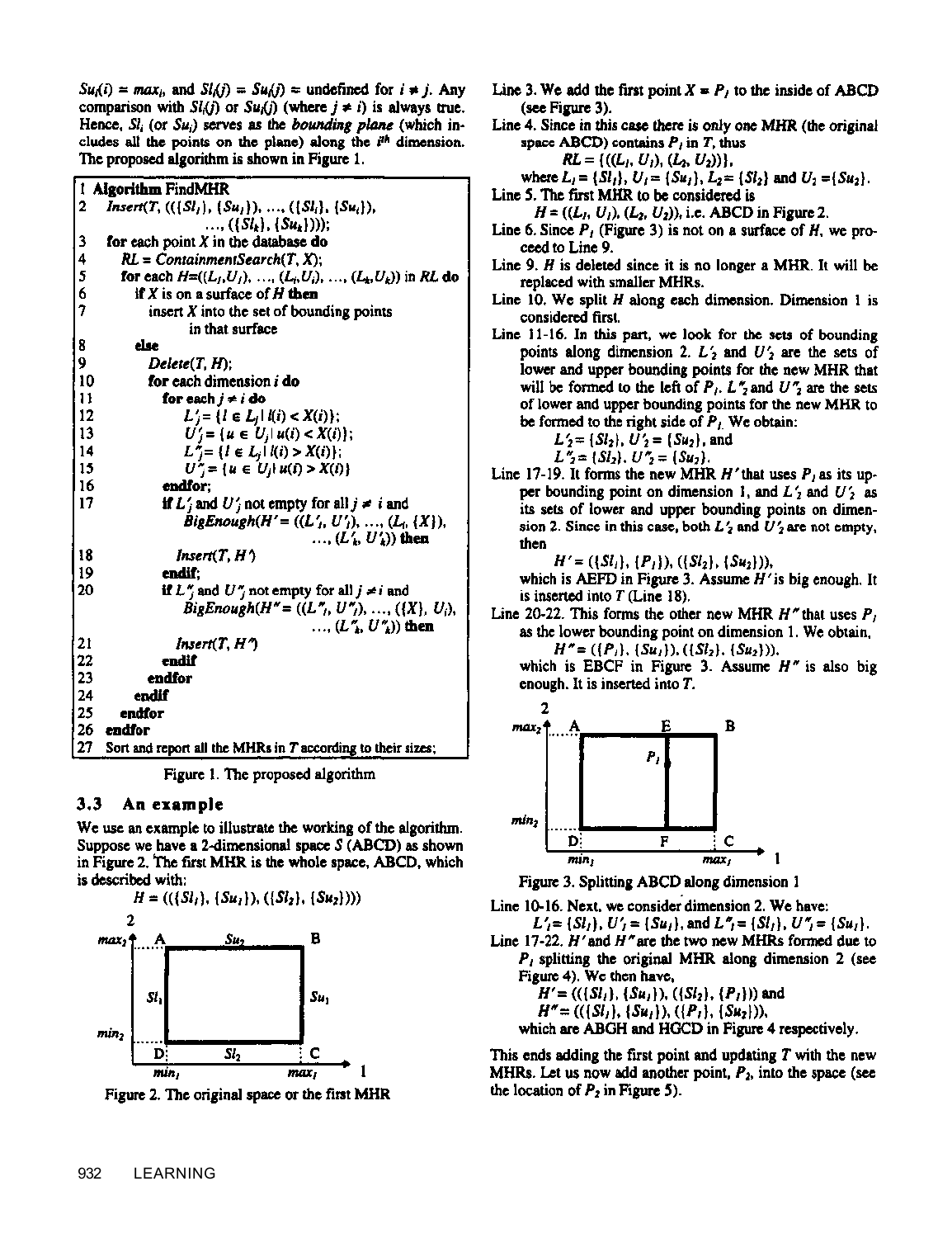$Su_i(i) = max_i$, and $Sl_i(j) = Su_i(j) =$ undefined for $i \neq j$. Any comparison with $Sl_i(j)$ or $Su_i(j)$ (where $j \neq i$) is always true. Hence, $Sl_i$ (or $Su_i$) serves as the ***bounding plane*** (which includes all the points on the plane) along the $i^{th}$ dimension. The proposed algorithm is shown in Figure 1.

```
1  Algorithm FindMHR
2  Insert(T, (({Sl_1}, {Su_1}), ..., ({Sl_i}, {Su_i}),
          ..., ({Sl_k}, {Su_k})));
3  for each point X in the database do
4    RL = ContainmentSearch(T, X);
5    for each H=((L_1,U_1), ..., (L_i,U_i), ..., (L_k,U_k)) in RL do
6      if X is on a surface of H then
7        insert X into the set of bounding points
              in that surface
8      else
9        Delete(T, H);
10       for each dimension i do
11         for each j ≠ i do
12           L'_j = {l ∈ L_j | l(i) < X(i)};
13           U'_j = {u ∈ U_j | u(i) < X(i)};
14           L''_j = {l ∈ L_j | l(i) > X(i)};
15           U''_j = {u ∈ U_j | u(i) > X(i)}
16         endfor;
17         if L'_j and U'_j not empty for all j ≠ i and
             BigEnough(H' = ((L'_1, U'_1), ..., (L_i, {X}),
                       ..., (L'_k, U'_k)) then
18           Insert(T, H')
19         endif;
20         if L''_j and U''_j not empty for all j ≠ i and
             BigEnough(H'' = ((L''_1, U''_1), ..., ({X}, U_i),
                       ..., (L''_k, U''_k)) then
21           Insert(T, H'')
22         endif
23       endfor
24     endif
25   endfor
26 endfor
27 Sort and report all the MHRs in T according to their sizes;
```

Figure 1. The proposed algorithm

### 3.3 An example

We use an example to illustrate the working of the algorithm. Suppose we have a 2-dimensional space $S$ (ABCD) as shown in Figure 2. The first MHR is the whole space, ABCD, which is described with:

$$H = ((\{Sl_1\}, \{Su_1\}), (\{Sl_2\}, \{Su_2\}))$$

Figure 2. The original space or the first MHR

Line 3. We add the first point $X = P_1$ to the inside of ABCD (see Figure 3).

Line 4. Since in this case there is only one MHR (the original space ABCD) contains $P_1$ in $T$, thus
$RL = \{((L_1, U_1), (L_2, U_2))\}$,
where $L_1 = \{Sl_1\}$, $U_1 = \{Su_1\}$, $L_2 = \{Sl_2\}$ and $U_2 = \{Su_2\}$.

Line 5. The first MHR to be considered is
$H = ((L_1, U_1), (L_2, U_2))$, i.e. ABCD in Figure 2.

Line 6. Since $P_1$ (Figure 3) is not on a surface of $H$, we proceed to Line 9.

Line 9. $H$ is deleted since it is no longer a MHR. It will be replaced with smaller MHRs.

Line 10. We split $H$ along each dimension. Dimension 1 is considered first.

Line 11-16. In this part, we look for the sets of bounding points along dimension 2. $L'_2$ and $U'_2$ are the sets of lower and upper bounding points for the new MHR that will be formed to the left of $P_1$. $L''_2$ and $U''_2$ are the sets of lower and upper bounding points for the new MHR to be formed to the right side of $P_1$. We obtain:
$L'_2 = \{Sl_2\}$, $U'_2 = \{Su_2\}$, and
$L''_2 = \{Sl_2\}$, $U''_2 = \{Su_2\}$.

Line 17-19. It forms the new MHR $H'$ that uses $P_1$ as its upper bounding point on dimension 1, and $L'_2$ and $U'_2$ as its sets of lower and upper bounding points on dimension 2. Since in this case, both $L'_2$ and $U'_2$ are not empty, then
$H' = (\{Sl_1\}, \{P_1\}), (\{Sl_2\}, \{Su_2\}))$,
which is AEFD in Figure 3. Assume $H'$ is big enough. It is inserted into $T$ (Line 18).

Line 20-22. This forms the other new MHR $H''$ that uses $P_1$ as the lower bounding point on dimension 1. We obtain,
$H'' = ((\{P_1\}, \{Su_1\}), (\{Sl_2\}, \{Su_2\}))$,
which is EBCF in Figure 3. Assume $H''$ is also big enough. It is inserted into $T$.

Figure 3. Splitting ABCD along dimension 1

Line 10-16. Next, we consider dimension 2. We have:
$L'_1 = \{Sl_1\}$, $U'_1 = \{Su_1\}$, and $L''_1 = \{Sl_1\}$, $U''_1 = \{Su_1\}$.

Line 17-22. $H'$ and $H''$ are the two new MHRs formed due to $P_1$ splitting the original MHR along dimension 2 (see Figure 4). We then have,
$H' = ((\{Sl_1\}, \{Su_1\}), (\{Sl_2\}, \{P_1\}))$ and
$H'' = ((\{Sl_1\}, \{Su_1\}), (\{P_1\}, \{Su_2\}))$,
which are ABGH and HGCD in Figure 4 respectively.

This ends adding the first point and updating $T$ with the new MHRs. Let us now add another point, $P_2$, into the space (see the location of $P_2$ in Figure 5).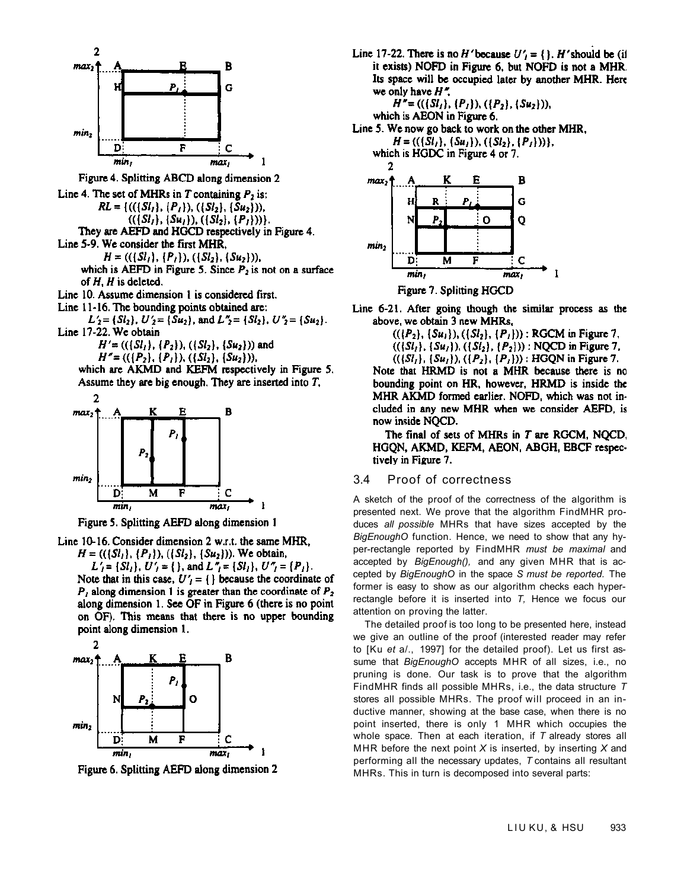Figure 4. Splitting ABCD along dimension 2

Line 4. The set of MHRs in $T$ containing $P_2$ is:

$RL = \{((\{Sl_1\}, \{P_1\}), (\{Sl_2\}, \{Su_2\})),$
$((\{Sl_1\}, \{Su_1\}), (\{Sl_2\}, \{P_1\}))\}.$

They are AEFD and HGCD respectively in Figure 4.

Line 5-9. We consider the first MHR,

$H = ((\{Sl_1\}, \{P_1\}), (\{Sl_2\}, \{Su_2\})),$

which is AEFD in Figure 5. Since $P_2$ is not on a surface of $H$, $H$ is deleted.

Line 10. Assume dimension 1 is considered first.

Line 11-16. The bounding points obtained are:

$L'_2 = \{Sl_2\}$, $U'_2 = \{Su_2\}$, and $L''_2 = \{Sl_2\}$, $U''_2 = \{Su_2\}$.

Line 17-22. We obtain

$H' = ((\{Sl_1\}, \{P_2\}), (\{Sl_2\}, \{Su_2\}))$ and
$H'' = ((\{P_2\}, \{P_1\}), (\{Sl_2\}, \{Su_2\})),$

which are AKMD and KEFM respectively in Figure 5. Assume they are big enough. They are inserted into $T$.

Figure 5. Splitting AEFD along dimension 1

Line 10-16. Consider dimension 2 w.r.t. the same MHR,

$H = ((\{Sl_1\}, \{P_1\}), (\{Sl_2\}, \{Su_2\}))$. We obtain,

$L'_1 = \{Sl_1\}$, $U'_1 = \{\}$, and $L''_1 = \{Sl_1\}$, $U''_1 = \{P_1\}$.

Note that in this case, $U'_1 = \{\}$ because the coordinate of $P_1$ along dimension 1 is greater than the coordinate of $P_2$ along dimension 1. See OF in Figure 6 (there is no point on OF). This means that there is no upper bounding point along dimension 1.

Figure 6. Splitting AEFD along dimension 2

Line 17-22. There is no $H'$ because $U'_1 = \{\}$. $H'$ should be (if it exists) NOFD in Figure 6, but NOFD is not a MHR. Its space will be occupied later by another MHR. Here we only have $H''$.

$H'' = ((\{Sl_1\}, \{P_1\}), (\{P_2\}, \{Su_2\})),$

which is AEON in Figure 6.

Line 5. We now go back to work on the other MHR,

$H = ((\{Sl_1\}, \{Su_1\}), (\{Sl_2\}, \{P_1\}))\},$

which is HGDC in Figure 4 or 7.

Figure 7. Splitting HGCD

Line 6-21. After going though the similar process as the above, we obtain 3 new MHRs,

$((\{P_2\}, \{Su_1\}), (\{Sl_2\}, \{P_1\}))$ : RGCM in Figure 7,
$((\{Sl_1\}, \{Su_1\}), (\{Sl_2\}, \{P_2\}))$ : NQCD in Figure 7,
$((\{Sl_1\}, \{Su_1\}), (\{P_2\}, \{P_1\}))$ : HGQN in Figure 7.

Note that HRMD is not a MHR because there is no bounding point on HR, however, HRMD is inside the MHR AKMD formed earlier. NOFD, which was not included in any new MHR when we consider AEFD, is now inside NQCD.

The final of sets of MHRs in $T$ are RGCM, NQCD, HGQN, AKMD, KEFM, AEON, ABGH, EBCF respectively in Figure 7.

## 3.4 Proof of correctness

A sketch of the proof of the correctness of the algorithm is presented next. We prove that the algorithm FindMHR produces *all possible* MHRs that have sizes accepted by the *BigEnoughO* function. Hence, we need to show that any hyper-rectangle reported by FindMHR *must be maximal* and accepted by *BigEnough(),* and any given MHR that is accepted by *BigEnoughO* in the space *S must be reported.* The former is easy to show as our algorithm checks each hyper-rectangle before it is inserted into *T,* Hence we focus our attention on proving the latter.

The detailed proof is too long to be presented here, instead we give an outline of the proof (interested reader may refer to [Ku *et al.*, 1997] for the detailed proof). Let us first assume that *BigEnoughO* accepts MHR of all sizes, i.e., no pruning is done. Our task is to prove that the algorithm FindMHR finds all possible MHRs, i.e., the data structure *T* stores all possible MHRs. The proof will proceed in an inductive manner, showing at the base case, when there is no point inserted, there is only 1 MHR which occupies the whole space. Then at each iteration, if *T* already stores all MHR before the next point *X* is inserted, by inserting *X* and performing all the necessary updates, *T* contains all resultant MHRs. This in turn is decomposed into several parts: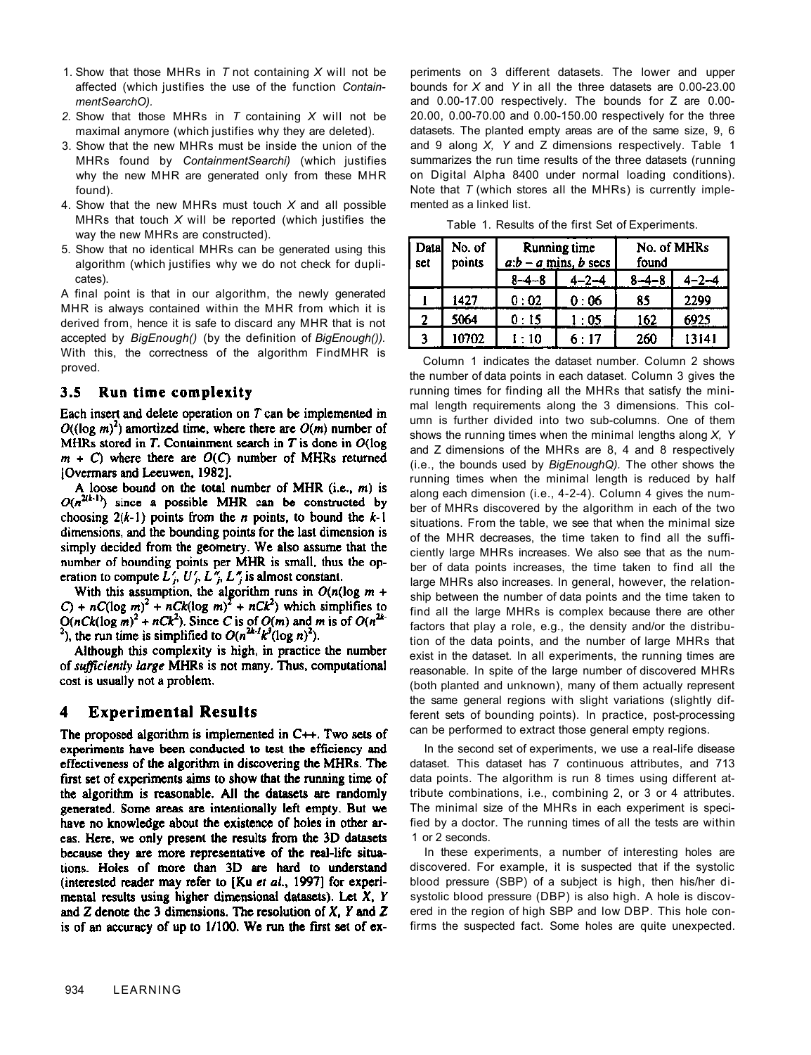1. Show that those MHRs in $T$ not containing $X$ will not be affected (which justifies the use of the function *ContainmentSearchO).*
2. Show that those MHRs in $T$ containing $X$ will not be maximal anymore (which justifies why they are deleted).
3. Show that the new MHRs must be inside the union of the MHRs found by *ContainmentSearchi)* (which justifies why the new MHR are generated only from these MHR found).
4. Show that the new MHRs must touch $X$ and all possible MHRs that touch $X$ will be reported (which justifies the way the new MHRs are constructed).
5. Show that no identical MHRs can be generated using this algorithm (which justifies why we do not check for duplicates).

A final point is that in our algorithm, the newly generated MHR is always contained within the MHR from which it is derived from, hence it is safe to discard any MHR that is not accepted by *BigEnough()* (by the definition of *BigEnough()).* With this, the correctness of the algorithm FindMHR is proved.

### 3.5 Run time complexity

Each insert and delete operation on $T$ can be implemented in $O((\log m)^2)$ amortized time, where there are $O(m)$ number of MHRs stored in $T$. Containment search in $T$ is done in $O(\log m + C)$ where there are $O(C)$ number of MHRs returned [Overmars and Leeuwen, 1982].

A loose bound on the total number of MHR (i.e., $m$) is $O(n^{2(k-1)})$ since a possible MHR can be constructed by choosing $2(k-1)$ points from the $n$ points, to bound the $k$-1 dimensions, and the bounding points for the last dimension is simply decided from the geometry. We also assume that the number of bounding points per MHR is small, thus the operation to compute $L'_j$, $U'_j$, $L''_j$, $L''_j$ is almost constant.

With this assumption, the algorithm runs in $O(n(\log m + C) + nC(\log m)^2 + nCk(\log m)^2 + nCk^2)$ which simplifies to $O(nCk(\log m)^2 + nCk^2)$. Since $C$ is of $O(m)$ and $m$ is of $O(n^{2k-2})$, the run time is simplified to $O(n^{2k-1}k^3(\log n)^2)$.

Although this complexity is high, in practice the number of *sufficiently large* MHRs is not many. Thus, computational cost is usually not a problem.

## 4 Experimental Results

The proposed algorithm is implemented in C++. Two sets of experiments have been conducted to test the efficiency and effectiveness of the algorithm in discovering the MHRs. The first set of experiments aims to show that the running time of the algorithm is reasonable. All the datasets are randomly generated. Some areas are intentionally left empty. But we have no knowledge about the existence of holes in other areas. Here, we only present the results from the 3D datasets because they are more representative of the real-life situations. Holes of more than 3D are hard to understand (interested reader may refer to [Ku *et al.*, 1997] for experimental results using higher dimensional datasets). Let $X$, $Y$ and $Z$ denote the 3 dimensions. The resolution of $X$, $Y$ and $Z$ is of an accuracy of up to 1/100. We run the first set of experiments on 3 different datasets. The lower and upper bounds for $X$ and $Y$ in all the three datasets are 0.00-23.00 and 0.00-17.00 respectively. The bounds for Z are 0.00-20.00, 0.00-70.00 and 0.00-150.00 respectively for the three datasets. The planted empty areas are of the same size, 9, 6 and 9 along $X$, $Y$ and Z dimensions respectively. Table 1 summarizes the run time results of the three datasets (running on Digital Alpha 8400 under normal loading conditions). Note that $T$ (which stores all the MHRs) is currently implemented as a linked list.

Table 1. Results of the first Set of Experiments.

| Data set | No. of points | Running time $a{:}b$ – $a$ mins, $b$ secs | | No. of MHRs found | |
|---|---|---|---|---|---|
| | | 8–4–8 | 4–2–4 | 8–4–8 | 4–2–4 |
| 1 | 1427 | 0 : 02 | 0 : 06 | 85 | 2299 |
| 2 | 5064 | 0 : 15 | 1 : 05 | 162 | 6925 |
| 3 | 10702 | 1 : 10 | 6 : 17 | 260 | 13141 |

Column 1 indicates the dataset number. Column 2 shows the number of data points in each dataset. Column 3 gives the running times for finding all the MHRs that satisfy the minimal length requirements along the 3 dimensions. This column is further divided into two sub-columns. One of them shows the running times when the minimal lengths along $X$, $Y$ and Z dimensions of the MHRs are 8, 4 and 8 respectively (i.e., the bounds used by *BigEnoughQ).* The other shows the running times when the minimal length is reduced by half along each dimension (i.e., 4-2-4). Column 4 gives the number of MHRs discovered by the algorithm in each of the two situations. From the table, we see that when the minimal size of the MHR decreases, the time taken to find all the sufficiently large MHRs increases. We also see that as the number of data points increases, the time taken to find all the large MHRs also increases. In general, however, the relationship between the number of data points and the time taken to find all the large MHRs is complex because there are other factors that play a role, e.g., the density and/or the distribution of the data points, and the number of large MHRs that exist in the dataset. In all experiments, the running times are reasonable. In spite of the large number of discovered MHRs (both planted and unknown), many of them actually represent the same general regions with slight variations (slightly different sets of bounding points). In practice, post-processing can be performed to extract those general empty regions.

In the second set of experiments, we use a real-life disease dataset. This dataset has 7 continuous attributes, and 713 data points. The algorithm is run 8 times using different attribute combinations, i.e., combining 2, or 3 or 4 attributes. The minimal size of the MHRs in each experiment is specified by a doctor. The running times of all the tests are within 1 or 2 seconds.

In these experiments, a number of interesting holes are discovered. For example, it is suspected that if the systolic blood pressure (SBP) of a subject is high, then his/her disystolic blood pressure (DBP) is also high. A hole is discovered in the region of high SBP and low DBP. This hole confirms the suspected fact. Some holes are quite unexpected.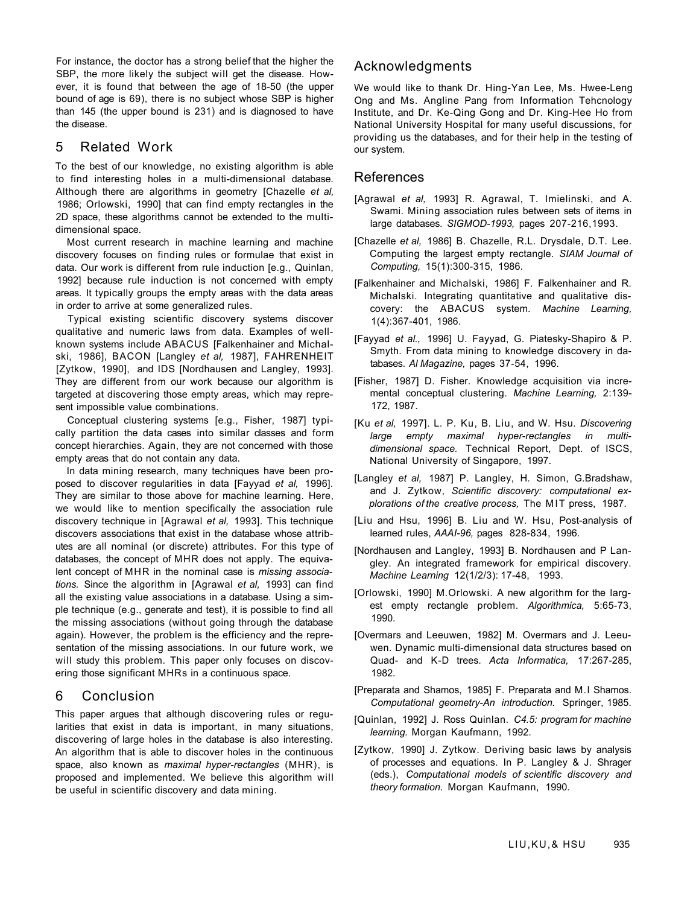For instance, the doctor has a strong belief that the higher the SBP, the more likely the subject will get the disease. However, it is found that between the age of 18-50 (the upper bound of age is 69), there is no subject whose SBP is higher than 145 (the upper bound is 231) and is diagnosed to have the disease.

## 5 Related Work

To the best of our knowledge, no existing algorithm is able to find interesting holes in a multi-dimensional database. Although there are algorithms in geometry [Chazelle *et al,* 1986; Orlowski, 1990] that can find empty rectangles in the 2D space, these algorithms cannot be extended to the multi-dimensional space.

Most current research in machine learning and machine discovery focuses on finding rules or formulae that exist in data. Our work is different from rule induction [e.g., Quinlan, 1992] because rule induction is not concerned with empty areas. It typically groups the empty areas with the data areas in order to arrive at some generalized rules.

Typical existing scientific discovery systems discover qualitative and numeric laws from data. Examples of well-known systems include ABACUS [Falkenhainer and Michalski, 1986], BACON [Langley *et al,* 1987], FAHRENHEIT [Zytkow, 1990], and IDS [Nordhausen and Langley, 1993]. They are different from our work because our algorithm is targeted at discovering those empty areas, which may represent impossible value combinations.

Conceptual clustering systems [e.g., Fisher, 1987] typically partition the data cases into similar classes and form concept hierarchies. Again, they are not concerned with those empty areas that do not contain any data.

In data mining research, many techniques have been proposed to discover regularities in data [Fayyad *et al,* 1996]. They are similar to those above for machine learning. Here, we would like to mention specifically the association rule discovery technique in [Agrawal *et al,* 1993]. This technique discovers associations that exist in the database whose attributes are all nominal (or discrete) attributes. For this type of databases, the concept of MHR does not apply. The equivalent concept of MHR in the nominal case is *missing associations.* Since the algorithm in [Agrawal *et al,* 1993] can find all the existing value associations in a database. Using a simple technique (e.g., generate and test), it is possible to find all the missing associations (without going through the database again). However, the problem is the efficiency and the representation of the missing associations. In our future work, we will study this problem. This paper only focuses on discovering those significant MHRs in a continuous space.

## 6 Conclusion

This paper argues that although discovering rules or regularities that exist in data is important, in many situations, discovering of large holes in the database is also interesting. An algorithm that is able to discover holes in the continuous space, also known as *maximal hyper-rectangles* (MHR), is proposed and implemented. We believe this algorithm will be useful in scientific discovery and data mining.

## Acknowledgments

We would like to thank Dr. Hing-Yan Lee, Ms. Hwee-Leng Ong and Ms. Angline Pang from Information Tehcnology Institute, and Dr. Ke-Qing Gong and Dr. King-Hee Ho from National University Hospital for many useful discussions, for providing us the databases, and for their help in the testing of our system.

## References

[Agrawal *et al,* 1993] R. Agrawal, T. Imielinski, and A. Swami. Mining association rules between sets of items in large databases. *SIGMOD-1993,* pages 207-216,1993.

[Chazelle *et al,* 1986] B. Chazelle, R.L. Drysdale, D.T. Lee. Computing the largest empty rectangle. *SIAM Journal of Computing,* 15(1):300-315, 1986.

[Falkenhainer and Michalski, 1986] F. Falkenhainer and R. Michalski. Integrating quantitative and qualitative discovery: the ABACUS system. *Machine Learning,* 1(4):367-401, 1986.

[Fayyad *et al.,* 1996] U. Fayyad, G. Piatesky-Shapiro & P. Smyth. From data mining to knowledge discovery in databases. *AI Magazine,* pages 37-54, 1996.

[Fisher, 1987] D. Fisher. Knowledge acquisition via incremental conceptual clustering. *Machine Learning,* 2:139-172, 1987.

[Ku *et al,* 1997]. L. P. Ku, B. Liu, and W. Hsu. *Discovering large empty maximal hyper-rectangles in multi-dimensional space.* Technical Report, Dept. of ISCS, National University of Singapore, 1997.

[Langley *et al,* 1987] P. Langley, H. Simon, G.Bradshaw, and J. Zytkow, *Scientific discovery: computational explorations of the creative process,* The MIT press, 1987.

[Liu and Hsu, 1996] B. Liu and W. Hsu, Post-analysis of learned rules, *AAAI-96,* pages 828-834, 1996.

[Nordhausen and Langley, 1993] B. Nordhausen and P Langley. An integrated framework for empirical discovery. *Machine Learning* 12(1/2/3): 17-48, 1993.

[Orlowski, 1990] M.Orlowski. A new algorithm for the largest empty rectangle problem. *Algorithmica,* 5:65-73, 1990.

[Overmars and Leeuwen, 1982] M. Overmars and J. Leeuwen. Dynamic multi-dimensional data structures based on Quad- and K-D trees. *Acta Informatica,* 17:267-285, 1982.

[Preparata and Shamos, 1985] F. Preparata and M.I Shamos. *Computational geometry-An introduction.* Springer, 1985.

[Quinlan, 1992] J. Ross Quinlan. *C4.5: program for machine learning.* Morgan Kaufmann, 1992.

[Zytkow, 1990] J. Zytkow. Deriving basic laws by analysis of processes and equations. In P. Langley & J. Shrager (eds.), *Computational models of scientific discovery and theory formation.* Morgan Kaufmann, 1990.